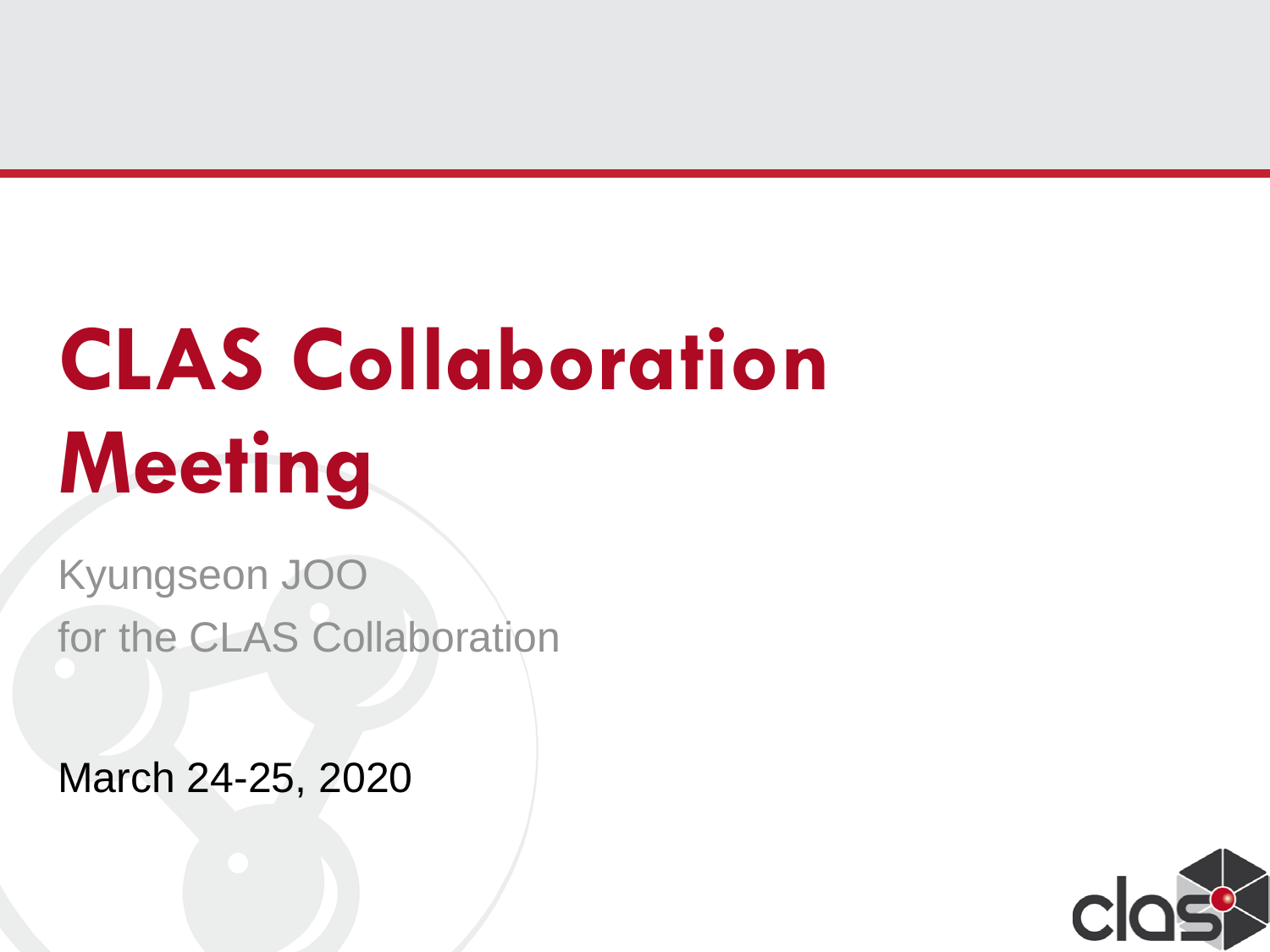# CLAS Collaboration Meeting

Kyungseon JOO
for the CLAS Collaboration

March 24-25, 2020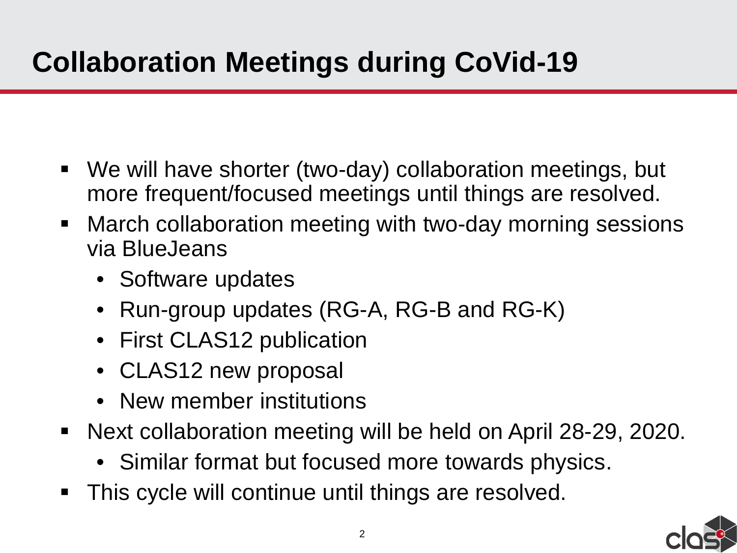# Collaboration Meetings during CoVid-19

- We will have shorter (two-day) collaboration meetings, but more frequent/focused meetings until things are resolved.
- March collaboration meeting with two-day morning sessions via BlueJeans
  - Software updates
  - Run-group updates (RG-A, RG-B and RG-K)
  - First CLAS12 publication
  - CLAS12 new proposal
  - New member institutions
- Next collaboration meeting will be held on April 28-29, 2020.
  - Similar format but focused more towards physics.
- This cycle will continue until things are resolved.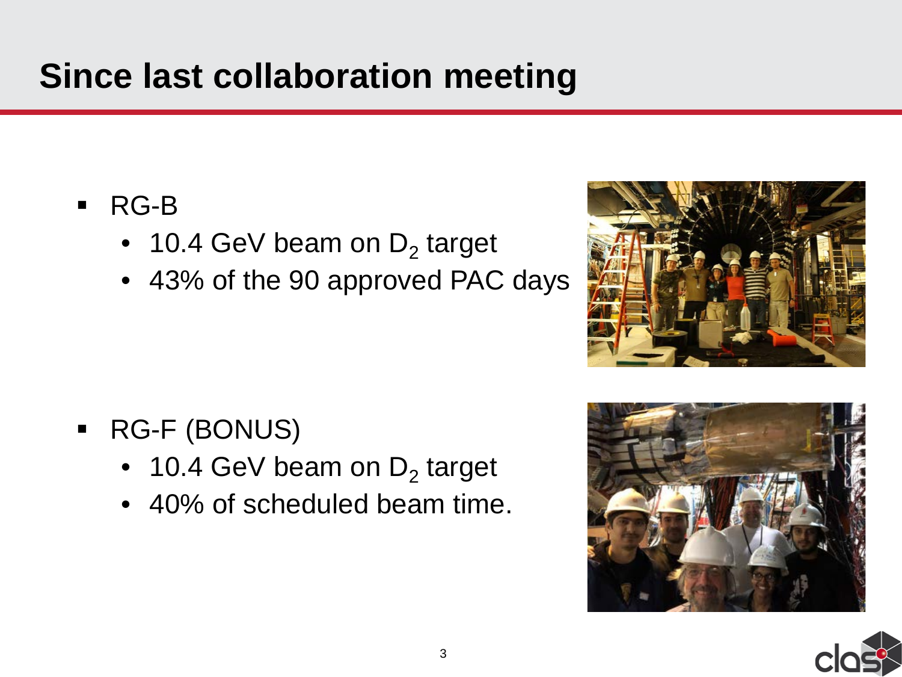# Since last collaboration meeting

- RG-B
  - 10.4 GeV beam on $D_2$ target
  - 43% of the 90 approved PAC days

- RG-F (BONUS)
  - 10.4 GeV beam on $D_2$ target
  - 40% of scheduled beam time.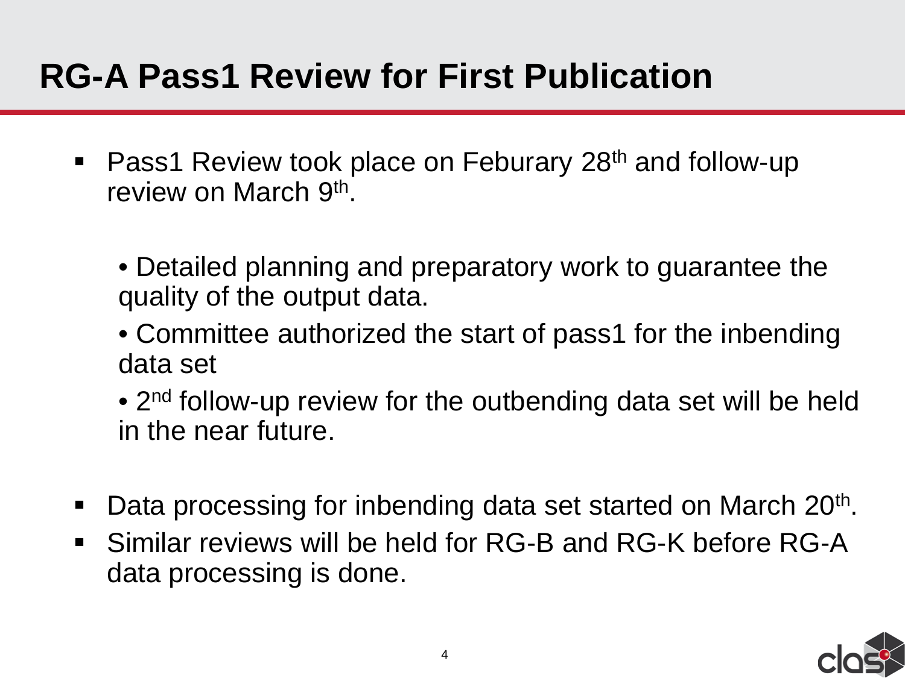# RG-A Pass1 Review for First Publication

- Pass1 Review took place on Feburary 28th and follow-up review on March 9th.
  - Detailed planning and preparatory work to guarantee the quality of the output data.
  - Committee authorized the start of pass1 for the inbending data set
  - 2nd follow-up review for the outbending data set will be held in the near future.
- Data processing for inbending data set started on March 20th.
- Similar reviews will be held for RG-B and RG-K before RG-A data processing is done.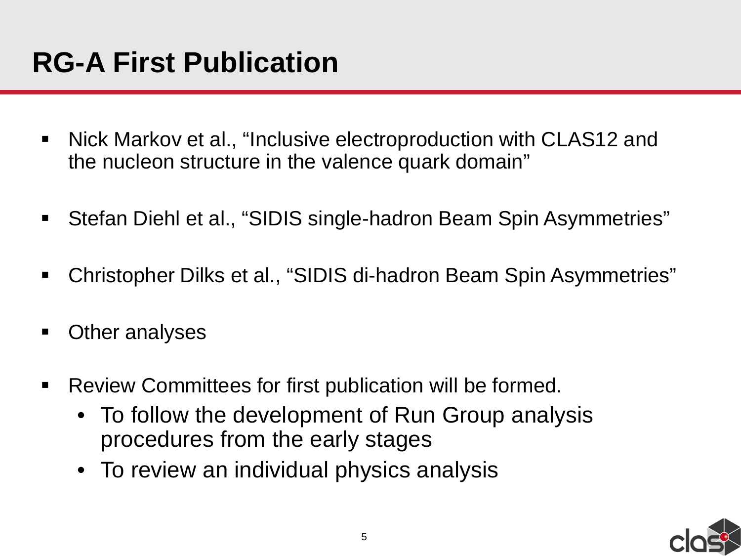# RG-A First Publication

- Nick Markov et al., "Inclusive electroproduction with CLAS12 and the nucleon structure in the valence quark domain"
- Stefan Diehl et al., "SIDIS single-hadron Beam Spin Asymmetries"
- Christopher Dilks et al., "SIDIS di-hadron Beam Spin Asymmetries"
- Other analyses
- Review Committees for first publication will be formed.
  - To follow the development of Run Group analysis procedures from the early stages
  - To review an individual physics analysis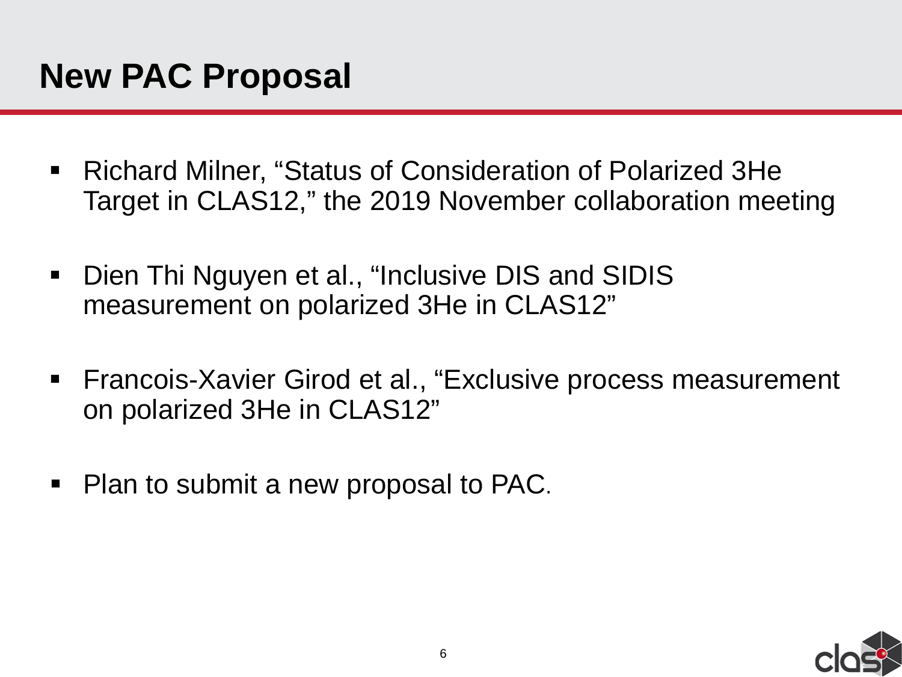# New PAC Proposal

- Richard Milner, “Status of Consideration of Polarized 3He Target in CLAS12,” the 2019 November collaboration meeting

- Dien Thi Nguyen et al., “Inclusive DIS and SIDIS measurement on polarized 3He in CLAS12”

- Francois-Xavier Girod et al., “Exclusive process measurement on polarized 3He in CLAS12”

- Plan to submit a new proposal to PAC.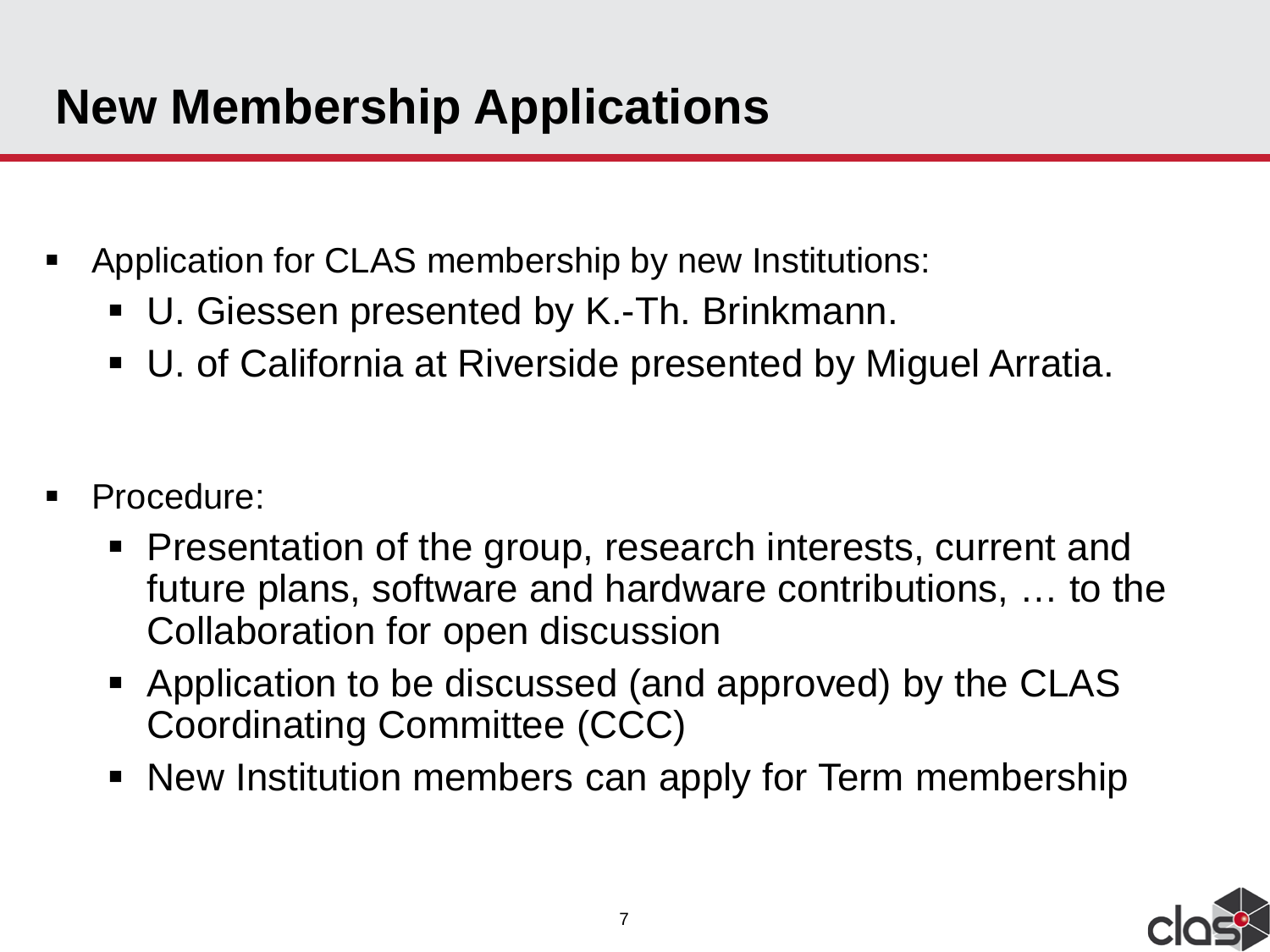# New Membership Applications

- Application for CLAS membership by new Institutions:
  - U. Giessen presented by K.-Th. Brinkmann.
  - U. of California at Riverside presented by Miguel Arratia.

- Procedure:
  - Presentation of the group, research interests, current and future plans, software and hardware contributions, … to the Collaboration for open discussion
  - Application to be discussed (and approved) by the CLAS Coordinating Committee (CCC)
  - New Institution members can apply for Term membership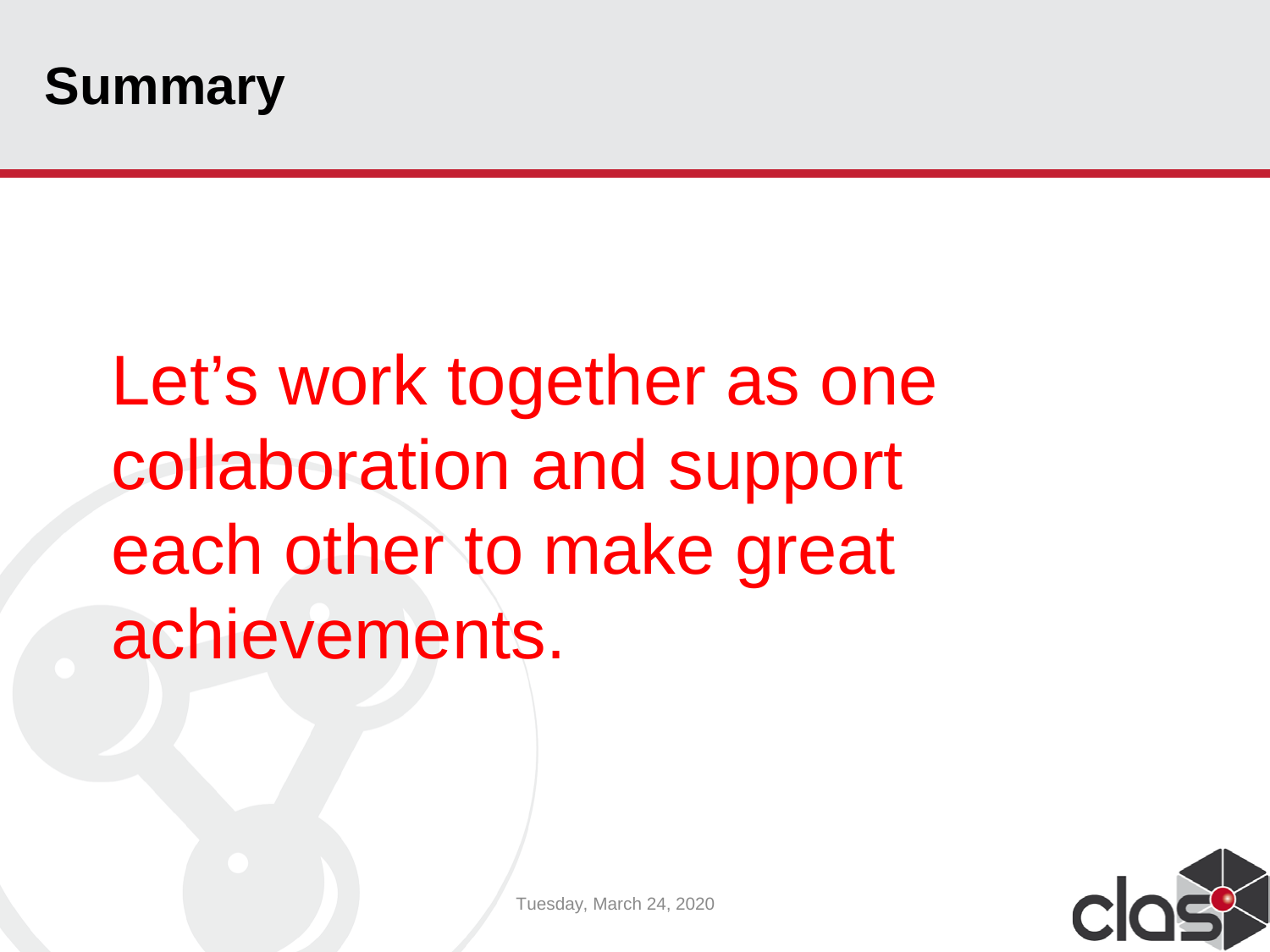# Summary

Let's work together as one collaboration and support each other to make great achievements.